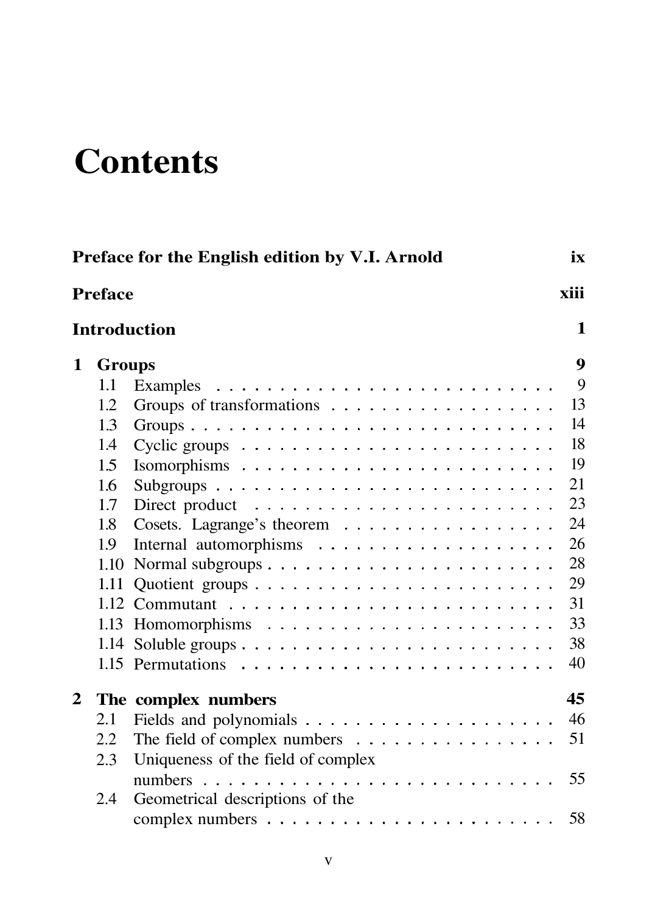# Contents

**Preface for the English edition by V.I. Arnold** **ix**

**Preface** **xiii**

**Introduction** **1**

**1 Groups** **9**

- 1.1 Examples . . . . . . . . . . . . . . . . . . . . . . . . . . . 9
- 1.2 Groups of transformations . . . . . . . . . . . . . . . . . . 13
- 1.3 Groups . . . . . . . . . . . . . . . . . . . . . . . . . . . . 14
- 1.4 Cyclic groups . . . . . . . . . . . . . . . . . . . . . . . . . 18
- 1.5 Isomorphisms . . . . . . . . . . . . . . . . . . . . . . . . . 19
- 1.6 Subgroups . . . . . . . . . . . . . . . . . . . . . . . . . . . 21
- 1.7 Direct product . . . . . . . . . . . . . . . . . . . . . . . . 23
- 1.8 Cosets. Lagrange's theorem . . . . . . . . . . . . . . . . . 24
- 1.9 Internal automorphisms . . . . . . . . . . . . . . . . . . . 26
- 1.10 Normal subgroups . . . . . . . . . . . . . . . . . . . . . . 28
- 1.11 Quotient groups . . . . . . . . . . . . . . . . . . . . . . . 29
- 1.12 Commutant . . . . . . . . . . . . . . . . . . . . . . . . . . 31
- 1.13 Homomorphisms . . . . . . . . . . . . . . . . . . . . . . . 33
- 1.14 Soluble groups . . . . . . . . . . . . . . . . . . . . . . . . 38
- 1.15 Permutations . . . . . . . . . . . . . . . . . . . . . . . . . 40

**2 The complex numbers** **45**

- 2.1 Fields and polynomials . . . . . . . . . . . . . . . . . . . . 46
- 2.2 The field of complex numbers . . . . . . . . . . . . . . . . 51
- 2.3 Uniqueness of the field of complex numbers . . . . . . . . . . . . . . . . . . . . . . . . . . . 55
- 2.4 Geometrical descriptions of the complex numbers . . . . . . . . . . . . . . . . . . . . . . . 58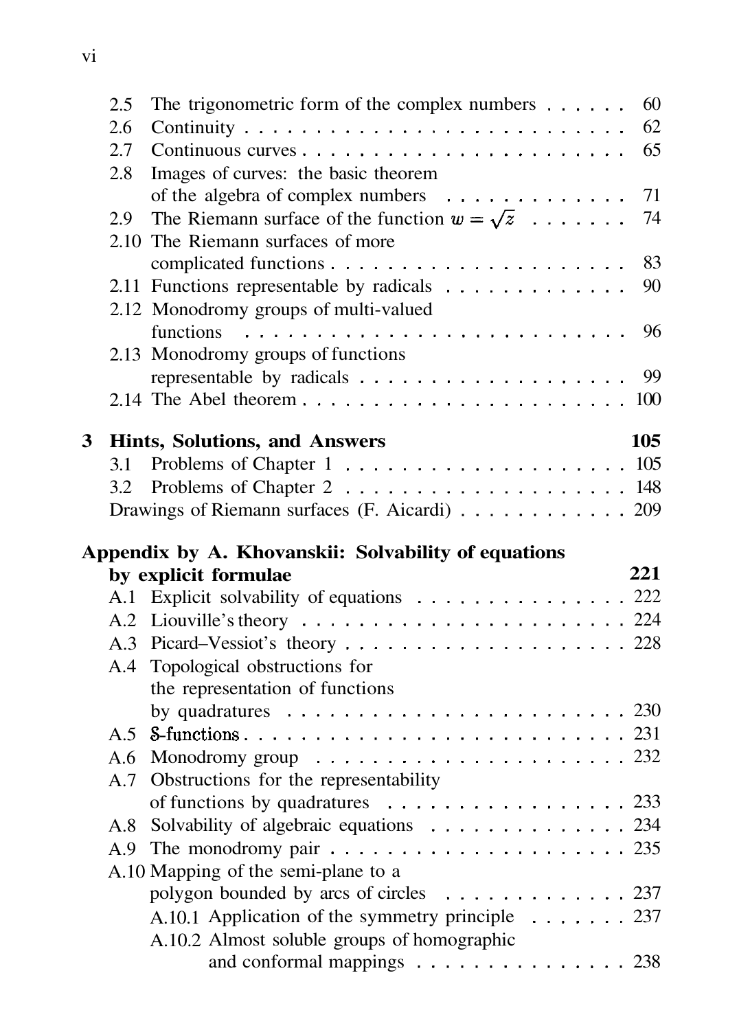- 2.5 The trigonometric form of the complex numbers . . . . . . 60
- 2.6 Continuity . . . . . . . . . . . . . . . . . . . . . . . . . . . 62
- 2.7 Continuous curves . . . . . . . . . . . . . . . . . . . . . . 65
- 2.8 Images of curves: the basic theorem of the algebra of complex numbers . . . . . . . . . . . . 71
- 2.9 The Riemann surface of the function $w = \sqrt{z}$ . . . . . . . 74
- 2.10 The Riemann surfaces of more complicated functions . . . . . . . . . . . . . . . . . . . . . 83
- 2.11 Functions representable by radicals . . . . . . . . . . . . 90
- 2.12 Monodromy groups of multi-valued functions . . . . . . . . . . . . . . . . . . . . . . . . . 96
- 2.13 Monodromy groups of functions representable by radicals . . . . . . . . . . . . . . . . . . 99
- 2.14 The Abel theorem . . . . . . . . . . . . . . . . . . . . . . 100

**3 Hints, Solutions, and Answers** **105**

- 3.1 Problems of Chapter 1 . . . . . . . . . . . . . . . . . . . 105
- 3.2 Problems of Chapter 2 . . . . . . . . . . . . . . . . . . . 148
- Drawings of Riemann surfaces (F. Aicardi) . . . . . . . . . . . 209

**Appendix by A. Khovanskii: Solvability of equations by explicit formulae** **221**

- A.1 Explicit solvability of equations . . . . . . . . . . . . . . 222
- A.2 Liouville's theory . . . . . . . . . . . . . . . . . . . . . . 224
- A.3 Picard–Vessiot's theory . . . . . . . . . . . . . . . . . . . 228
- A.4 Topological obstructions for the representation of functions by quadratures . . . . . . . . . . . . . . . . . . . . . . 230
- A.5 $\mathcal{S}$-functions . . . . . . . . . . . . . . . . . . . . . . . . . . 231
- A.6 Monodromy group . . . . . . . . . . . . . . . . . . . . . . 232
- A.7 Obstructions for the representability of functions by quadratures . . . . . . . . . . . . . . . . . 233
- A.8 Solvability of algebraic equations . . . . . . . . . . . . . . 234
- A.9 The monodromy pair . . . . . . . . . . . . . . . . . . . . . 235
- A.10 Mapping of the semi-plane to a polygon bounded by arcs of circles . . . . . . . . . . . . 237
  - A.10.1 Application of the symmetry principle . . . . . . . 237
  - A.10.2 Almost soluble groups of homographic and conformal mappings . . . . . . . . . . . . . . . 238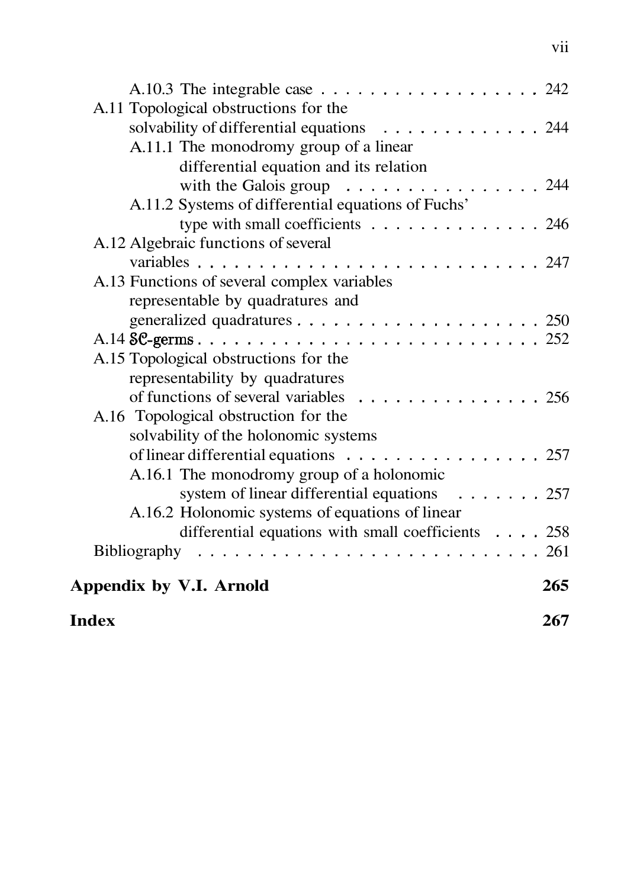A.10.3 The integrable case . . . . . . . . . . . . . . . . . . 242

A.11 Topological obstructions for the solvability of differential equations . . . . . . . . . . . . . 244

A.11.1 The monodromy group of a linear differential equation and its relation with the Galois group . . . . . . . . . . . . . . . . 244

A.11.2 Systems of differential equations of Fuchs' type with small coefficients . . . . . . . . . . . . . 246

A.12 Algebraic functions of several variables . . . . . . . . . . . . . . . . . . . . . . . . . . . . 247

A.13 Functions of several complex variables representable by quadratures and generalized quadratures . . . . . . . . . . . . . . . . . . . . 250

A.14 $\mathcal{SC}$-germs . . . . . . . . . . . . . . . . . . . . . . . . . . 252

A.15 Topological obstructions for the representability by quadratures of functions of several variables . . . . . . . . . . . . . . . 256

A.16 Topological obstruction for the solvability of the holonomic systems of linear differential equations . . . . . . . . . . . . . . . . 257

A.16.1 The monodromy group of a holonomic system of linear differential equations . . . . . . . 257

A.16.2 Holonomic systems of equations of linear differential equations with small coefficients . . . . 258

Bibliography . . . . . . . . . . . . . . . . . . . . . . . . . . . 261

**Appendix by V.I. Arnold** **265**

**Index** **267**